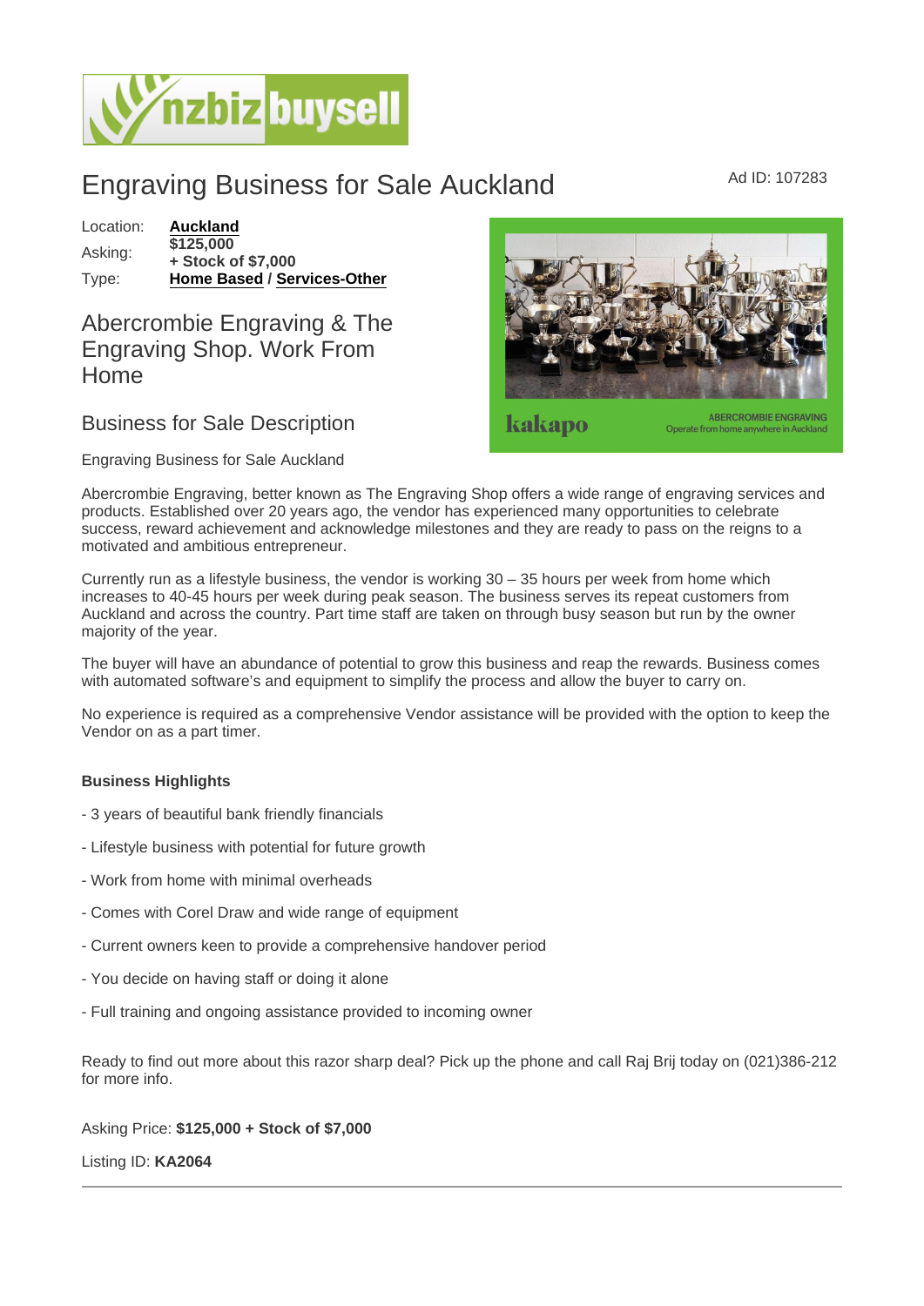# Engraving Business for Sale Auckland

Ad ID: 107283

| | |
|---|---|
| Location: | **Auckland** |
| Asking: | **$125,000 + Stock of $7,000** |
| Type: | **Home Based / Services-Other** |

## Abercrombie Engraving & The Engraving Shop. Work From Home

## Business for Sale Description

Engraving Business for Sale Auckland

Abercrombie Engraving, better known as The Engraving Shop offers a wide range of engraving services and products. Established over 20 years ago, the vendor has experienced many opportunities to celebrate success, reward achievement and acknowledge milestones and they are ready to pass on the reigns to a motivated and ambitious entrepreneur.

Currently run as a lifestyle business, the vendor is working 30 – 35 hours per week from home which increases to 40-45 hours per week during peak season. The business serves its repeat customers from Auckland and across the country. Part time staff are taken on through busy season but run by the owner majority of the year.

The buyer will have an abundance of potential to grow this business and reap the rewards. Business comes with automated software's and equipment to simplify the process and allow the buyer to carry on.

No experience is required as a comprehensive Vendor assistance will be provided with the option to keep the Vendor on as a part timer.

**Business Highlights**

- 3 years of beautiful bank friendly financials
- Lifestyle business with potential for future growth
- Work from home with minimal overheads
- Comes with Corel Draw and wide range of equipment
- Current owners keen to provide a comprehensive handover period
- You decide on having staff or doing it alone
- Full training and ongoing assistance provided to incoming owner

Ready to find out more about this razor sharp deal? Pick up the phone and call Raj Brij today on (021)386-212 for more info.

Asking Price: **$125,000 + Stock of $7,000**

Listing ID: **KA2064**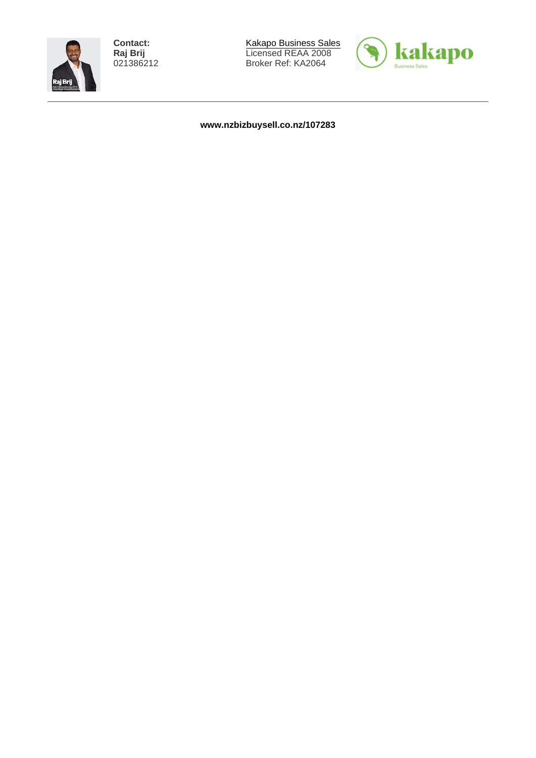**Contact:**
**Raj Brij**
021386212

Kakapo Business Sales
Licensed REAA 2008
Broker Ref: KA2064

---

**www.nzbizbuysell.co.nz/107283**